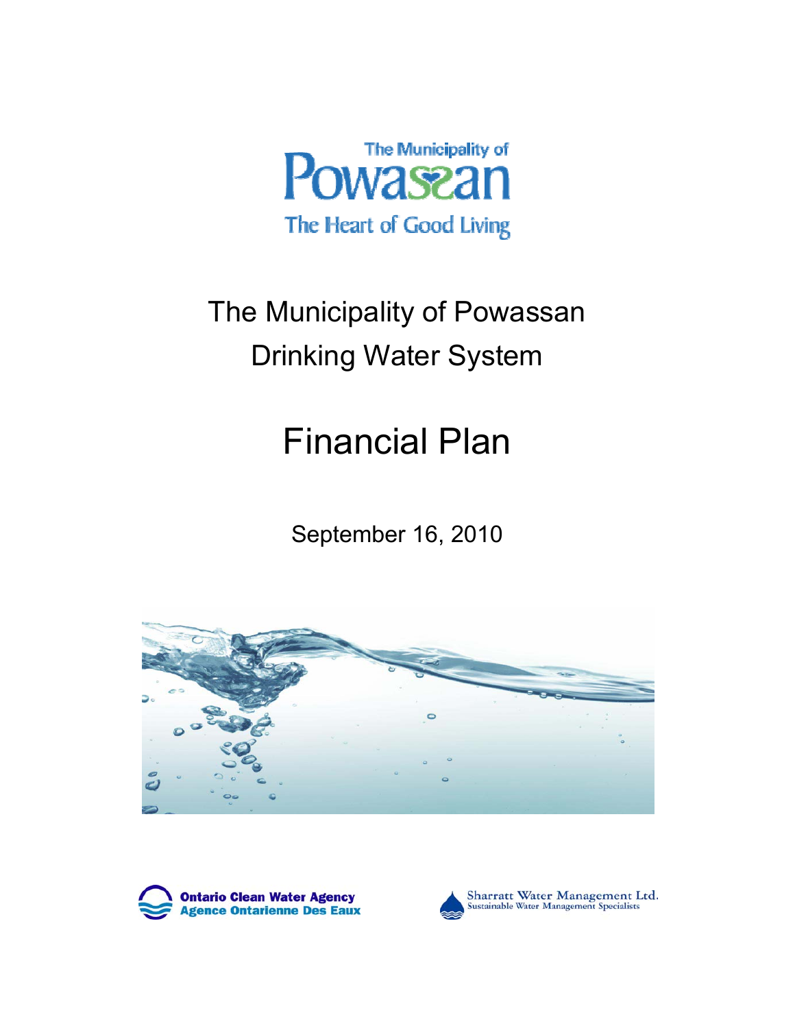The Municipality of

Powassan

The Heart of Good Living

# The Municipality of Powassan Drinking Water System

# Financial Plan

September 16, 2010

Ontario Clean Water Agency
Agence Ontarienne Des Eaux

Sharratt Water Management Ltd.
Sustainable Water Management Specialists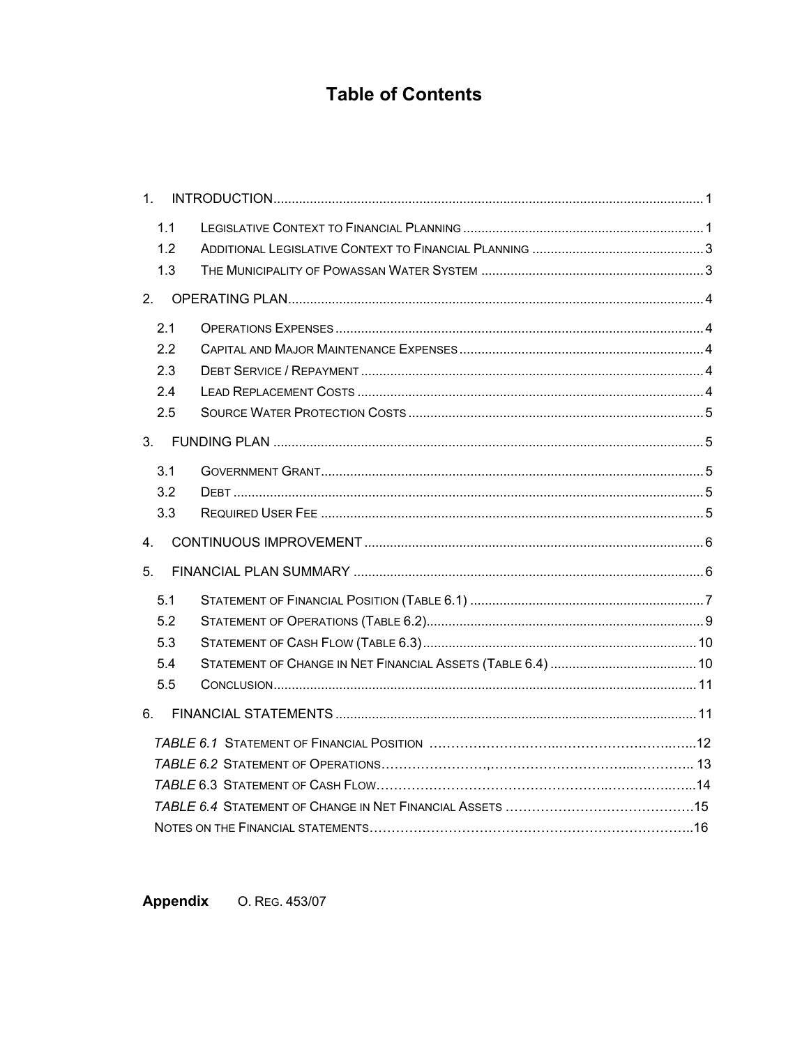# Table of Contents

1. INTRODUCTION ..... 1
   - 1.1 LEGISLATIVE CONTEXT TO FINANCIAL PLANNING ..... 1
   - 1.2 ADDITIONAL LEGISLATIVE CONTEXT TO FINANCIAL PLANNING ..... 3
   - 1.3 THE MUNICIPALITY OF POWASSAN WATER SYSTEM ..... 3
2. OPERATING PLAN ..... 4
   - 2.1 OPERATIONS EXPENSES ..... 4
   - 2.2 CAPITAL AND MAJOR MAINTENANCE EXPENSES ..... 4
   - 2.3 DEBT SERVICE / REPAYMENT ..... 4
   - 2.4 LEAD REPLACEMENT COSTS ..... 4
   - 2.5 SOURCE WATER PROTECTION COSTS ..... 5
3. FUNDING PLAN ..... 5
   - 3.1 GOVERNMENT GRANT ..... 5
   - 3.2 DEBT ..... 5
   - 3.3 REQUIRED USER FEE ..... 5
4. CONTINUOUS IMPROVEMENT ..... 6
5. FINANCIAL PLAN SUMMARY ..... 6
   - 5.1 STATEMENT OF FINANCIAL POSITION (TABLE 6.1) ..... 7
   - 5.2 STATEMENT OF OPERATIONS (TABLE 6.2) ..... 9
   - 5.3 STATEMENT OF CASH FLOW (TABLE 6.3) ..... 10
   - 5.4 STATEMENT OF CHANGE IN NET FINANCIAL ASSETS (TABLE 6.4) ..... 10
   - 5.5 CONCLUSION ..... 11
6. FINANCIAL STATEMENTS ..... 11
   - *TABLE 6.1* STATEMENT OF FINANCIAL POSITION ..... 12
   - *TABLE 6.2* STATEMENT OF OPERATIONS ..... 13
   - *TABLE* 6.3 STATEMENT OF CASH FLOW ..... 14
   - *TABLE 6.4* STATEMENT OF CHANGE IN NET FINANCIAL ASSETS ..... 15
   - NOTES ON THE FINANCIAL STATEMENTS ..... 16

**Appendix** O. REG. 453/07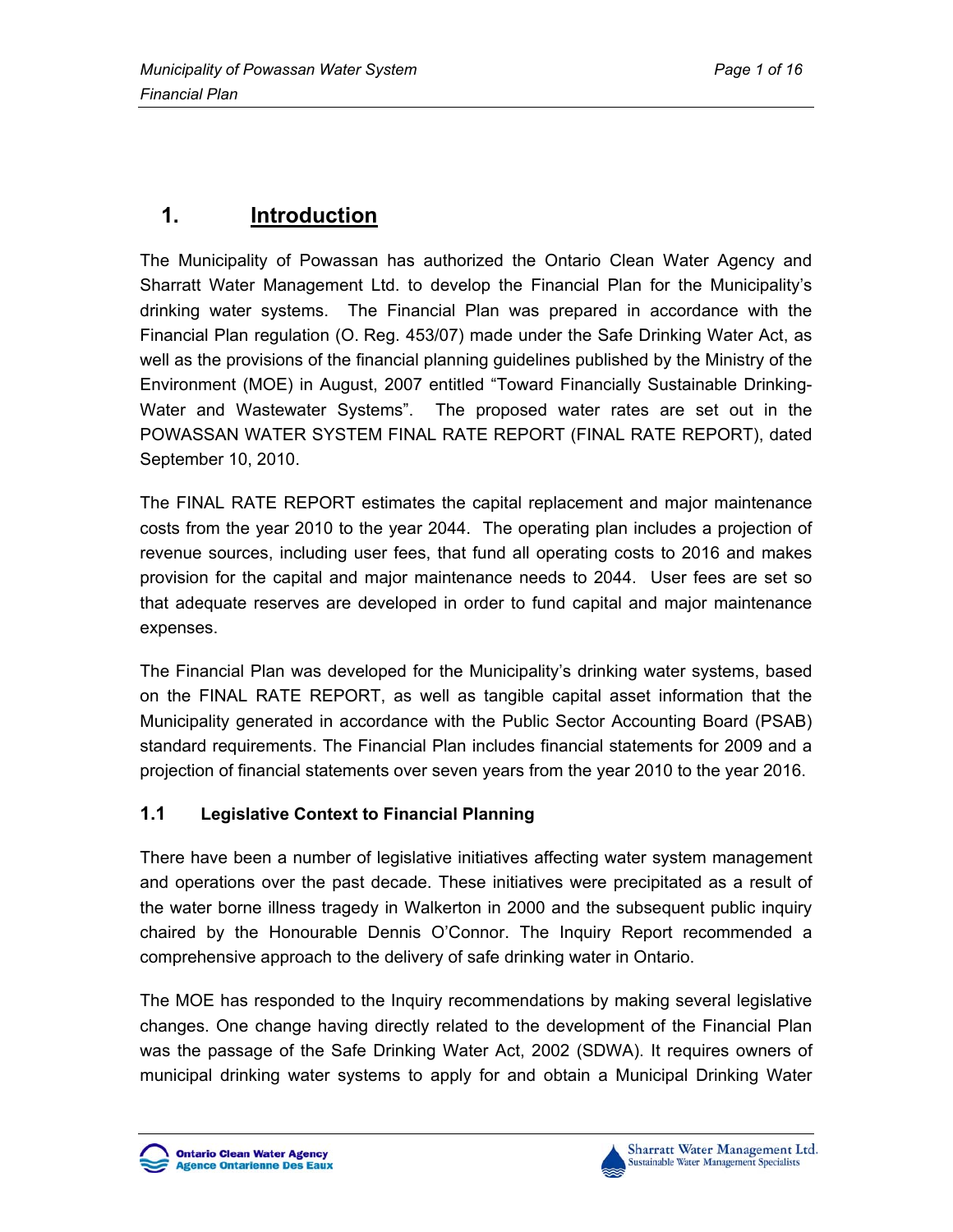# 1. Introduction

The Municipality of Powassan has authorized the Ontario Clean Water Agency and Sharratt Water Management Ltd. to develop the Financial Plan for the Municipality's drinking water systems. The Financial Plan was prepared in accordance with the Financial Plan regulation (O. Reg. 453/07) made under the Safe Drinking Water Act, as well as the provisions of the financial planning guidelines published by the Ministry of the Environment (MOE) in August, 2007 entitled "Toward Financially Sustainable Drinking-Water and Wastewater Systems". The proposed water rates are set out in the POWASSAN WATER SYSTEM FINAL RATE REPORT (FINAL RATE REPORT), dated September 10, 2010.

The FINAL RATE REPORT estimates the capital replacement and major maintenance costs from the year 2010 to the year 2044. The operating plan includes a projection of revenue sources, including user fees, that fund all operating costs to 2016 and makes provision for the capital and major maintenance needs to 2044. User fees are set so that adequate reserves are developed in order to fund capital and major maintenance expenses.

The Financial Plan was developed for the Municipality's drinking water systems, based on the FINAL RATE REPORT, as well as tangible capital asset information that the Municipality generated in accordance with the Public Sector Accounting Board (PSAB) standard requirements. The Financial Plan includes financial statements for 2009 and a projection of financial statements over seven years from the year 2010 to the year 2016.

## 1.1 Legislative Context to Financial Planning

There have been a number of legislative initiatives affecting water system management and operations over the past decade. These initiatives were precipitated as a result of the water borne illness tragedy in Walkerton in 2000 and the subsequent public inquiry chaired by the Honourable Dennis O'Connor. The Inquiry Report recommended a comprehensive approach to the delivery of safe drinking water in Ontario.

The MOE has responded to the Inquiry recommendations by making several legislative changes. One change having directly related to the development of the Financial Plan was the passage of the Safe Drinking Water Act, 2002 (SDWA). It requires owners of municipal drinking water systems to apply for and obtain a Municipal Drinking Water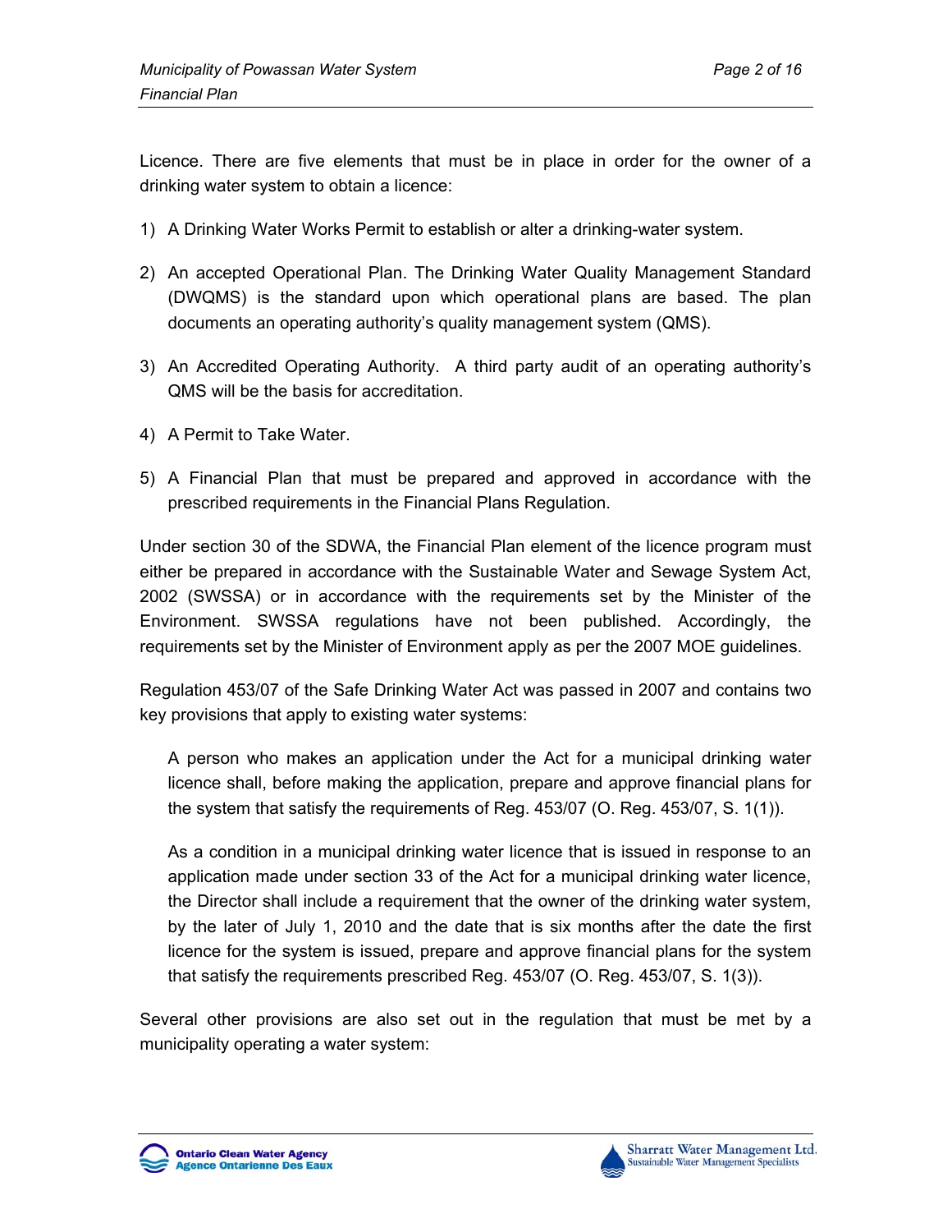Licence. There are five elements that must be in place in order for the owner of a drinking water system to obtain a licence:

1) A Drinking Water Works Permit to establish or alter a drinking-water system.

2) An accepted Operational Plan. The Drinking Water Quality Management Standard (DWQMS) is the standard upon which operational plans are based. The plan documents an operating authority's quality management system (QMS).

3) An Accredited Operating Authority. A third party audit of an operating authority's QMS will be the basis for accreditation.

4) A Permit to Take Water.

5) A Financial Plan that must be prepared and approved in accordance with the prescribed requirements in the Financial Plans Regulation.

Under section 30 of the SDWA, the Financial Plan element of the licence program must either be prepared in accordance with the Sustainable Water and Sewage System Act, 2002 (SWSSA) or in accordance with the requirements set by the Minister of the Environment. SWSSA regulations have not been published. Accordingly, the requirements set by the Minister of Environment apply as per the 2007 MOE guidelines.

Regulation 453/07 of the Safe Drinking Water Act was passed in 2007 and contains two key provisions that apply to existing water systems:

> A person who makes an application under the Act for a municipal drinking water licence shall, before making the application, prepare and approve financial plans for the system that satisfy the requirements of Reg. 453/07 (O. Reg. 453/07, S. 1(1)).
>
> As a condition in a municipal drinking water licence that is issued in response to an application made under section 33 of the Act for a municipal drinking water licence, the Director shall include a requirement that the owner of the drinking water system, by the later of July 1, 2010 and the date that is six months after the date the first licence for the system is issued, prepare and approve financial plans for the system that satisfy the requirements prescribed Reg. 453/07 (O. Reg. 453/07, S. 1(3)).

Several other provisions are also set out in the regulation that must be met by a municipality operating a water system: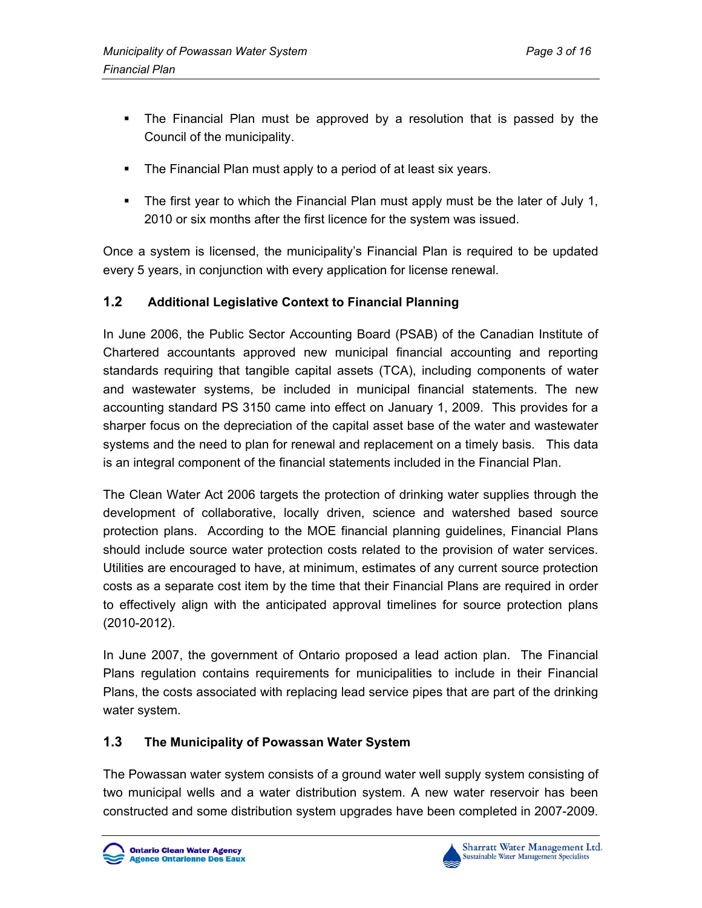- The Financial Plan must be approved by a resolution that is passed by the Council of the municipality.
- The Financial Plan must apply to a period of at least six years.
- The first year to which the Financial Plan must apply must be the later of July 1, 2010 or six months after the first licence for the system was issued.

Once a system is licensed, the municipality's Financial Plan is required to be updated every 5 years, in conjunction with every application for license renewal.

## 1.2 Additional Legislative Context to Financial Planning

In June 2006, the Public Sector Accounting Board (PSAB) of the Canadian Institute of Chartered accountants approved new municipal financial accounting and reporting standards requiring that tangible capital assets (TCA), including components of water and wastewater systems, be included in municipal financial statements. The new accounting standard PS 3150 came into effect on January 1, 2009. This provides for a sharper focus on the depreciation of the capital asset base of the water and wastewater systems and the need to plan for renewal and replacement on a timely basis. This data is an integral component of the financial statements included in the Financial Plan.

The Clean Water Act 2006 targets the protection of drinking water supplies through the development of collaborative, locally driven, science and watershed based source protection plans. According to the MOE financial planning guidelines, Financial Plans should include source water protection costs related to the provision of water services. Utilities are encouraged to have, at minimum, estimates of any current source protection costs as a separate cost item by the time that their Financial Plans are required in order to effectively align with the anticipated approval timelines for source protection plans (2010-2012).

In June 2007, the government of Ontario proposed a lead action plan. The Financial Plans regulation contains requirements for municipalities to include in their Financial Plans, the costs associated with replacing lead service pipes that are part of the drinking water system.

## 1.3 The Municipality of Powassan Water System

The Powassan water system consists of a ground water well supply system consisting of two municipal wells and a water distribution system. A new water reservoir has been constructed and some distribution system upgrades have been completed in 2007-2009.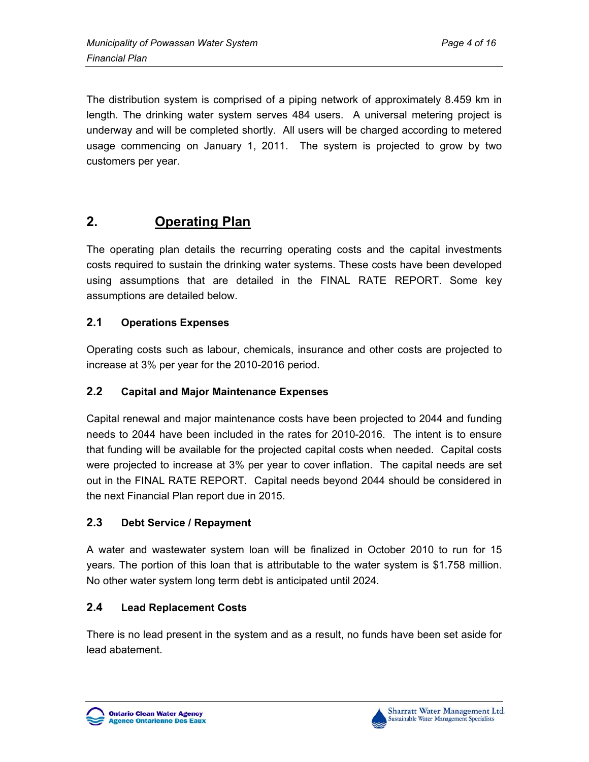The distribution system is comprised of a piping network of approximately 8.459 km in length. The drinking water system serves 484 users. A universal metering project is underway and will be completed shortly. All users will be charged according to metered usage commencing on January 1, 2011. The system is projected to grow by two customers per year.

## 2. Operating Plan

The operating plan details the recurring operating costs and the capital investments costs required to sustain the drinking water systems. These costs have been developed using assumptions that are detailed in the FINAL RATE REPORT. Some key assumptions are detailed below.

### 2.1 Operations Expenses

Operating costs such as labour, chemicals, insurance and other costs are projected to increase at 3% per year for the 2010-2016 period.

### 2.2 Capital and Major Maintenance Expenses

Capital renewal and major maintenance costs have been projected to 2044 and funding needs to 2044 have been included in the rates for 2010-2016. The intent is to ensure that funding will be available for the projected capital costs when needed. Capital costs were projected to increase at 3% per year to cover inflation. The capital needs are set out in the FINAL RATE REPORT. Capital needs beyond 2044 should be considered in the next Financial Plan report due in 2015.

### 2.3 Debt Service / Repayment

A water and wastewater system loan will be finalized in October 2010 to run for 15 years. The portion of this loan that is attributable to the water system is $1.758 million. No other water system long term debt is anticipated until 2024.

### 2.4 Lead Replacement Costs

There is no lead present in the system and as a result, no funds have been set aside for lead abatement.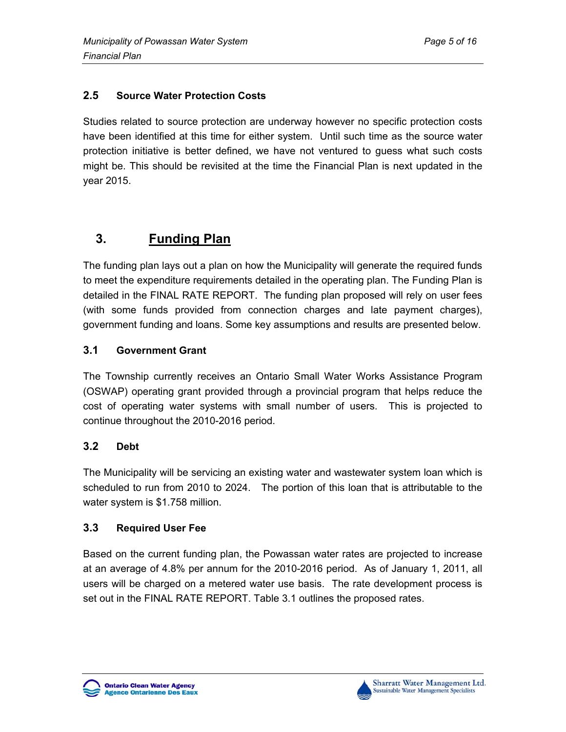### 2.5 Source Water Protection Costs

Studies related to source protection are underway however no specific protection costs have been identified at this time for either system. Until such time as the source water protection initiative is better defined, we have not ventured to guess what such costs might be. This should be revisited at the time the Financial Plan is next updated in the year 2015.

## 3. Funding Plan

The funding plan lays out a plan on how the Municipality will generate the required funds to meet the expenditure requirements detailed in the operating plan. The Funding Plan is detailed in the FINAL RATE REPORT. The funding plan proposed will rely on user fees (with some funds provided from connection charges and late payment charges), government funding and loans. Some key assumptions and results are presented below.

### 3.1 Government Grant

The Township currently receives an Ontario Small Water Works Assistance Program (OSWAP) operating grant provided through a provincial program that helps reduce the cost of operating water systems with small number of users. This is projected to continue throughout the 2010-2016 period.

### 3.2 Debt

The Municipality will be servicing an existing water and wastewater system loan which is scheduled to run from 2010 to 2024. The portion of this loan that is attributable to the water system is $1.758 million.

### 3.3 Required User Fee

Based on the current funding plan, the Powassan water rates are projected to increase at an average of 4.8% per annum for the 2010-2016 period. As of January 1, 2011, all users will be charged on a metered water use basis. The rate development process is set out in the FINAL RATE REPORT. Table 3.1 outlines the proposed rates.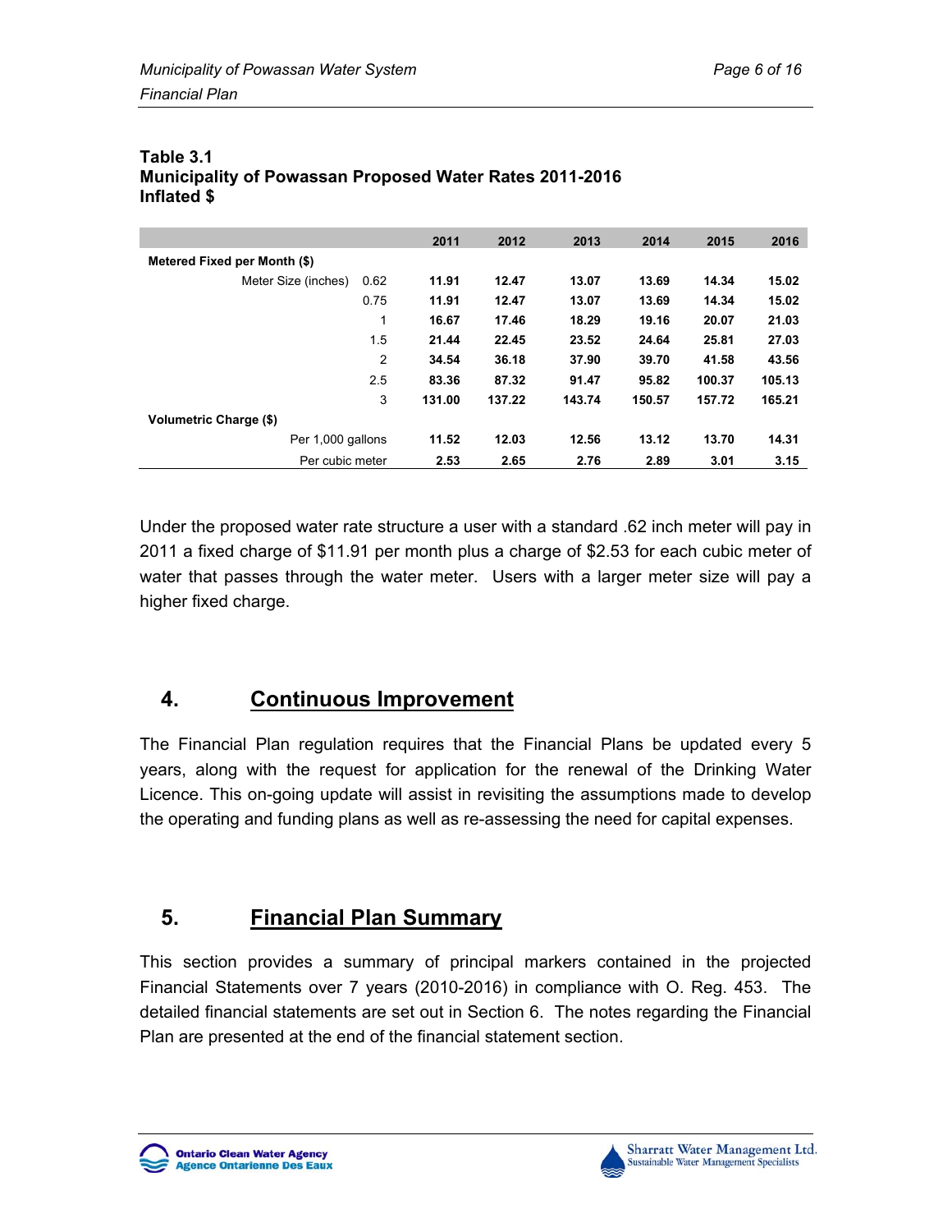**Table 3.1**
**Municipality of Powassan Proposed Water Rates 2011-2016**
**Inflated $**

| | | 2011 | 2012 | 2013 | 2014 | 2015 | 2016 |
|---|---|---|---|---|---|---|---|
| **Metered Fixed per Month ($)** | | | | | | | |
| Meter Size (inches) | 0.62 | **11.91** | **12.47** | **13.07** | **13.69** | **14.34** | **15.02** |
| | 0.75 | **11.91** | **12.47** | **13.07** | **13.69** | **14.34** | **15.02** |
| | 1 | **16.67** | **17.46** | **18.29** | **19.16** | **20.07** | **21.03** |
| | 1.5 | **21.44** | **22.45** | **23.52** | **24.64** | **25.81** | **27.03** |
| | 2 | **34.54** | **36.18** | **37.90** | **39.70** | **41.58** | **43.56** |
| | 2.5 | **83.36** | **87.32** | **91.47** | **95.82** | **100.37** | **105.13** |
| | 3 | **131.00** | **137.22** | **143.74** | **150.57** | **157.72** | **165.21** |
| **Volumetric Charge ($)** | | | | | | | |
| | Per 1,000 gallons | **11.52** | **12.03** | **12.56** | **13.12** | **13.70** | **14.31** |
| | Per cubic meter | **2.53** | **2.65** | **2.76** | **2.89** | **3.01** | **3.15** |

Under the proposed water rate structure a user with a standard .62 inch meter will pay in 2011 a fixed charge of $11.91 per month plus a charge of $2.53 for each cubic meter of water that passes through the water meter. Users with a larger meter size will pay a higher fixed charge.

## 4. Continuous Improvement

The Financial Plan regulation requires that the Financial Plans be updated every 5 years, along with the request for application for the renewal of the Drinking Water Licence. This on-going update will assist in revisiting the assumptions made to develop the operating and funding plans as well as re-assessing the need for capital expenses.

## 5. Financial Plan Summary

This section provides a summary of principal markers contained in the projected Financial Statements over 7 years (2010-2016) in compliance with O. Reg. 453. The detailed financial statements are set out in Section 6. The notes regarding the Financial Plan are presented at the end of the financial statement section.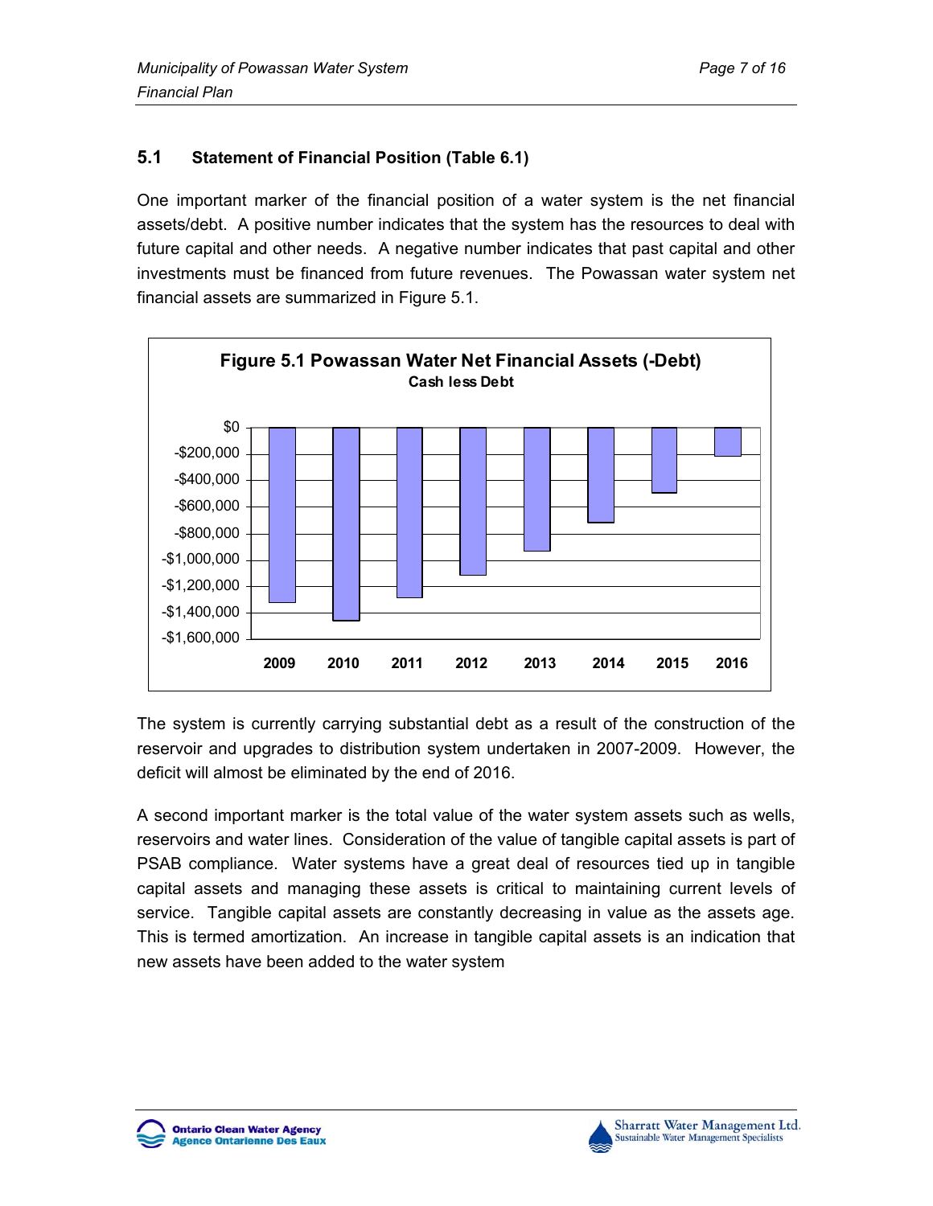### 5.1 Statement of Financial Position (Table 6.1)

One important marker of the financial position of a water system is the net financial assets/debt. A positive number indicates that the system has the resources to deal with future capital and other needs. A negative number indicates that past capital and other investments must be financed from future revenues. The Powassan water system net financial assets are summarized in Figure 5.1.

**Figure 5.1 Powassan Water Net Financial Assets (-Debt)**
**Cash less Debt**

The system is currently carrying substantial debt as a result of the construction of the reservoir and upgrades to distribution system undertaken in 2007-2009. However, the deficit will almost be eliminated by the end of 2016.

A second important marker is the total value of the water system assets such as wells, reservoirs and water lines. Consideration of the value of tangible capital assets is part of PSAB compliance. Water systems have a great deal of resources tied up in tangible capital assets and managing these assets is critical to maintaining current levels of service. Tangible capital assets are constantly decreasing in value as the assets age. This is termed amortization. An increase in tangible capital assets is an indication that new assets have been added to the water system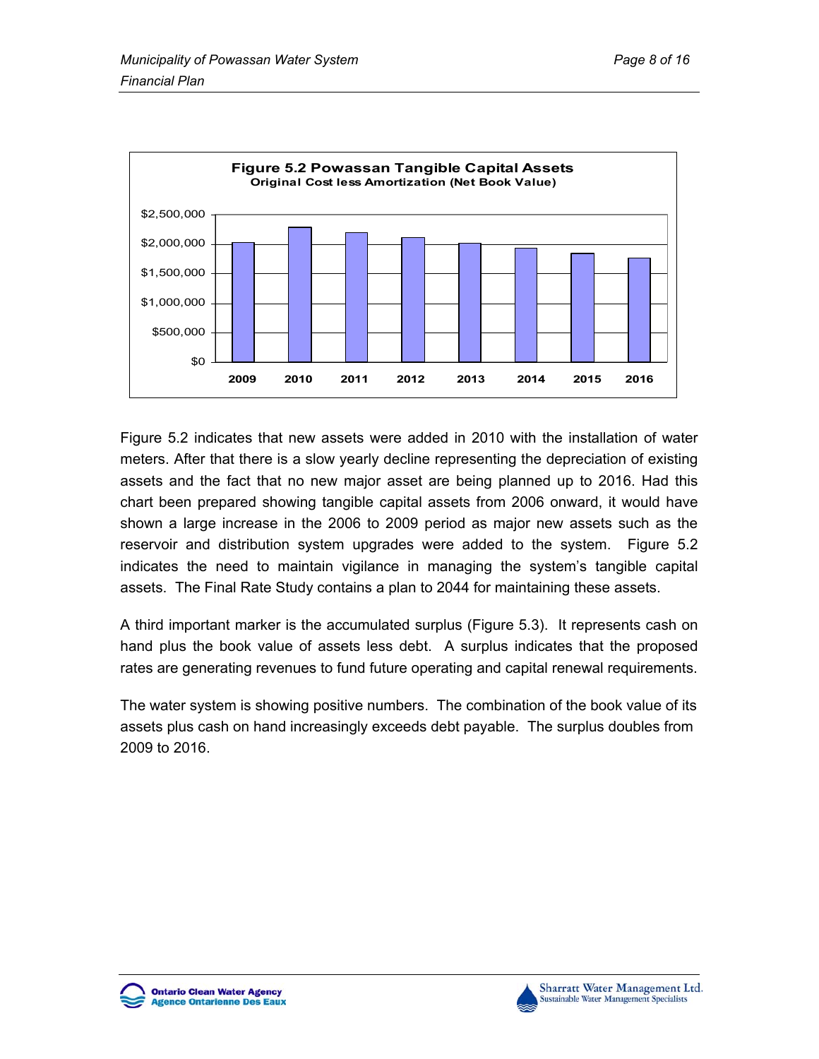**Figure 5.2 Powassan Tangible Capital Assets**
**Original Cost less Amortization (Net Book Value)**

Figure 5.2 indicates that new assets were added in 2010 with the installation of water meters. After that there is a slow yearly decline representing the depreciation of existing assets and the fact that no new major asset are being planned up to 2016. Had this chart been prepared showing tangible capital assets from 2006 onward, it would have shown a large increase in the 2006 to 2009 period as major new assets such as the reservoir and distribution system upgrades were added to the system. Figure 5.2 indicates the need to maintain vigilance in managing the system's tangible capital assets. The Final Rate Study contains a plan to 2044 for maintaining these assets.

A third important marker is the accumulated surplus (Figure 5.3). It represents cash on hand plus the book value of assets less debt. A surplus indicates that the proposed rates are generating revenues to fund future operating and capital renewal requirements.

The water system is showing positive numbers. The combination of the book value of its assets plus cash on hand increasingly exceeds debt payable. The surplus doubles from 2009 to 2016.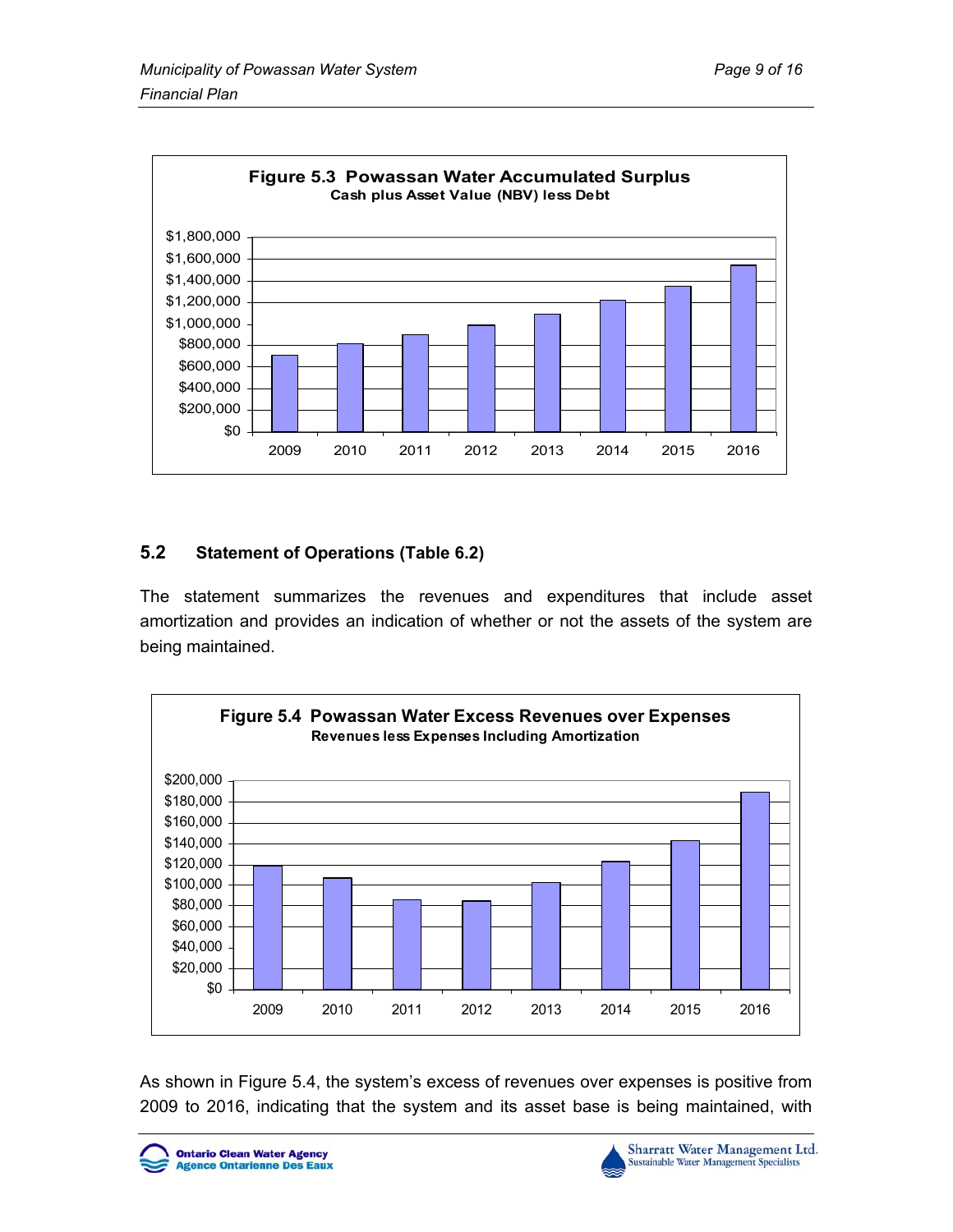**Figure 5.3 Powassan Water Accumulated Surplus**
**Cash plus Asset Value (NBV) less Debt**

## 5.2 Statement of Operations (Table 6.2)

The statement summarizes the revenues and expenditures that include asset amortization and provides an indication of whether or not the assets of the system are being maintained.

**Figure 5.4 Powassan Water Excess Revenues over Expenses**
**Revenues less Expenses Including Amortization**

As shown in Figure 5.4, the system's excess of revenues over expenses is positive from 2009 to 2016, indicating that the system and its asset base is being maintained, with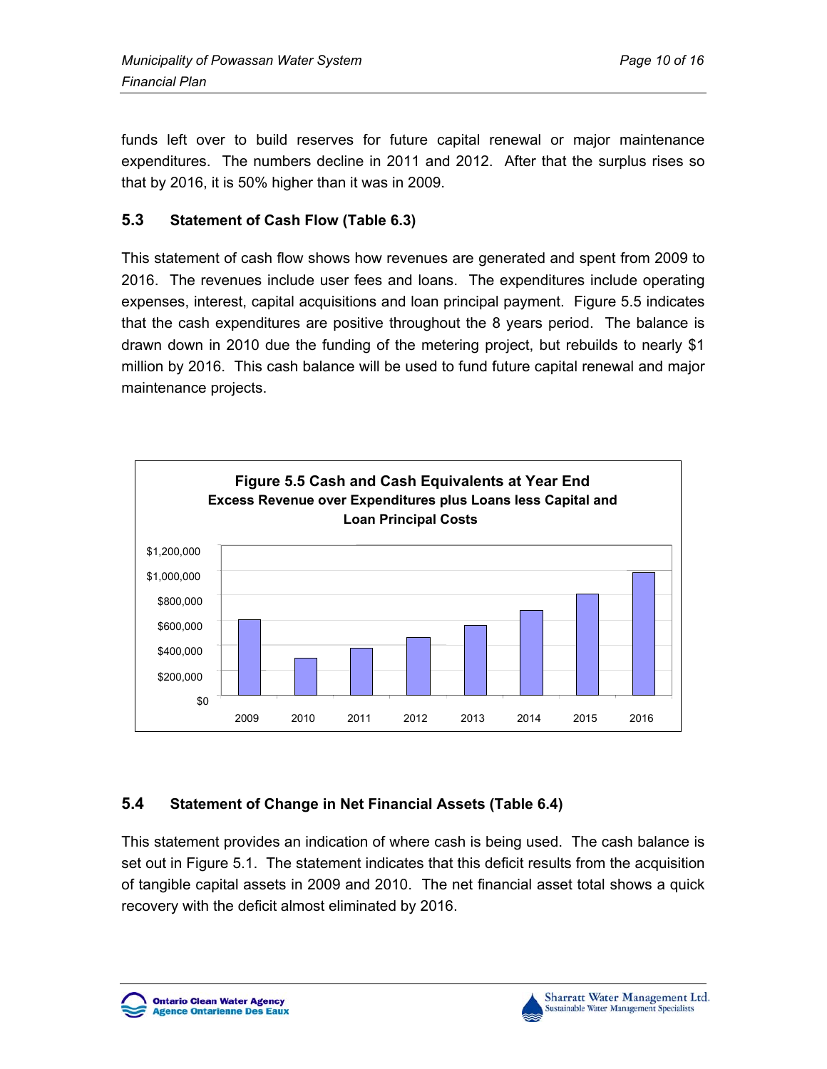funds left over to build reserves for future capital renewal or major maintenance expenditures. The numbers decline in 2011 and 2012. After that the surplus rises so that by 2016, it is 50% higher than it was in 2009.

### 5.3 Statement of Cash Flow (Table 6.3)

This statement of cash flow shows how revenues are generated and spent from 2009 to 2016. The revenues include user fees and loans. The expenditures include operating expenses, interest, capital acquisitions and loan principal payment. Figure 5.5 indicates that the cash expenditures are positive throughout the 8 years period. The balance is drawn down in 2010 due the funding of the metering project, but rebuilds to nearly $1 million by 2016. This cash balance will be used to fund future capital renewal and major maintenance projects.

**Figure 5.5 Cash and Cash Equivalents at Year End**
**Excess Revenue over Expenditures plus Loans less Capital and Loan Principal Costs**

### 5.4 Statement of Change in Net Financial Assets (Table 6.4)

This statement provides an indication of where cash is being used. The cash balance is set out in Figure 5.1. The statement indicates that this deficit results from the acquisition of tangible capital assets in 2009 and 2010. The net financial asset total shows a quick recovery with the deficit almost eliminated by 2016.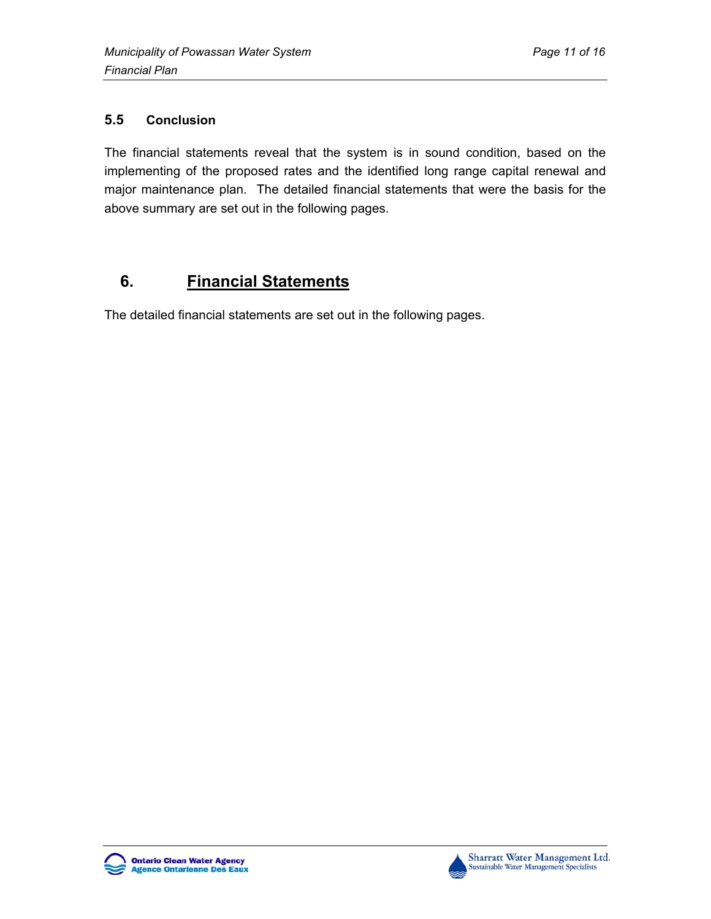### 5.5 Conclusion

The financial statements reveal that the system is in sound condition, based on the implementing of the proposed rates and the identified long range capital renewal and major maintenance plan. The detailed financial statements that were the basis for the above summary are set out in the following pages.

## 6. Financial Statements

The detailed financial statements are set out in the following pages.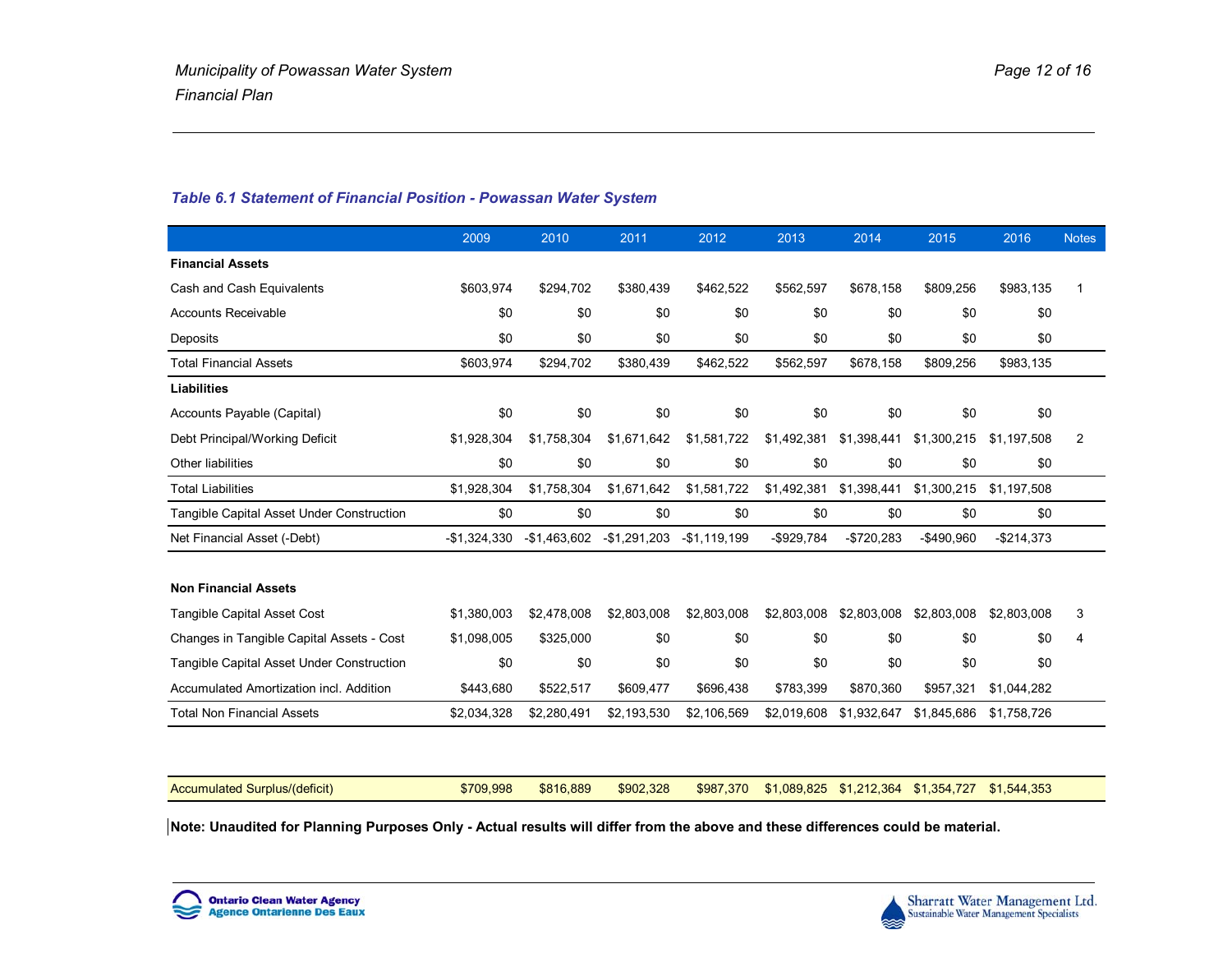### *Table 6.1 Statement of Financial Position - Powassan Water System*

| | 2009 | 2010 | 2011 | 2012 | 2013 | 2014 | 2015 | 2016 | Notes |
|---|---|---|---|---|---|---|---|---|---|
| **Financial Assets** | | | | | | | | | |
| Cash and Cash Equivalents | $603,974 | $294,702 | $380,439 | $462,522 | $562,597 | $678,158 | $809,256 | $983,135 | 1 |
| Accounts Receivable | $0 | $0 | $0 | $0 | $0 | $0 | $0 | $0 | |
| Deposits | $0 | $0 | $0 | $0 | $0 | $0 | $0 | $0 | |
| Total Financial Assets | $603,974 | $294,702 | $380,439 | $462,522 | $562,597 | $678,158 | $809,256 | $983,135 | |
| **Liabilities** | | | | | | | | | |
| Accounts Payable (Capital) | $0 | $0 | $0 | $0 | $0 | $0 | $0 | $0 | |
| Debt Principal/Working Deficit | $1,928,304 | $1,758,304 | $1,671,642 | $1,581,722 | $1,492,381 | $1,398,441 | $1,300,215 | $1,197,508 | 2 |
| Other liabilities | $0 | $0 | $0 | $0 | $0 | $0 | $0 | $0 | |
| Total Liabilities | $1,928,304 | $1,758,304 | $1,671,642 | $1,581,722 | $1,492,381 | $1,398,441 | $1,300,215 | $1,197,508 | |
| Tangible Capital Asset Under Construction | $0 | $0 | $0 | $0 | $0 | $0 | $0 | $0 | |
| Net Financial Asset (-Debt) | -$1,324,330 | -$1,463,602 | -$1,291,203 | -$1,119,199 | -$929,784 | -$720,283 | -$490,960 | -$214,373 | |
| | | | | | | | | | |
| **Non Financial Assets** | | | | | | | | | |
| Tangible Capital Asset Cost | $1,380,003 | $2,478,008 | $2,803,008 | $2,803,008 | $2,803,008 | $2,803,008 | $2,803,008 | $2,803,008 | 3 |
| Changes in Tangible Capital Assets - Cost | $1,098,005 | $325,000 | $0 | $0 | $0 | $0 | $0 | $0 | 4 |
| Tangible Capital Asset Under Construction | $0 | $0 | $0 | $0 | $0 | $0 | $0 | $0 | |
| Accumulated Amortization incl. Addition | $443,680 | $522,517 | $609,477 | $696,438 | $783,399 | $870,360 | $957,321 | $1,044,282 | |
| Total Non Financial Assets | $2,034,328 | $2,280,491 | $2,193,530 | $2,106,569 | $2,019,608 | $1,932,647 | $1,845,686 | $1,758,726 | |
| | | | | | | | | | |
| Accumulated Surplus/(deficit) | $709,998 | $816,889 | $902,328 | $987,370 | $1,089,825 | $1,212,364 | $1,354,727 | $1,544,353 | |

**Note: Unaudited for Planning Purposes Only - Actual results will differ from the above and these differences could be material.**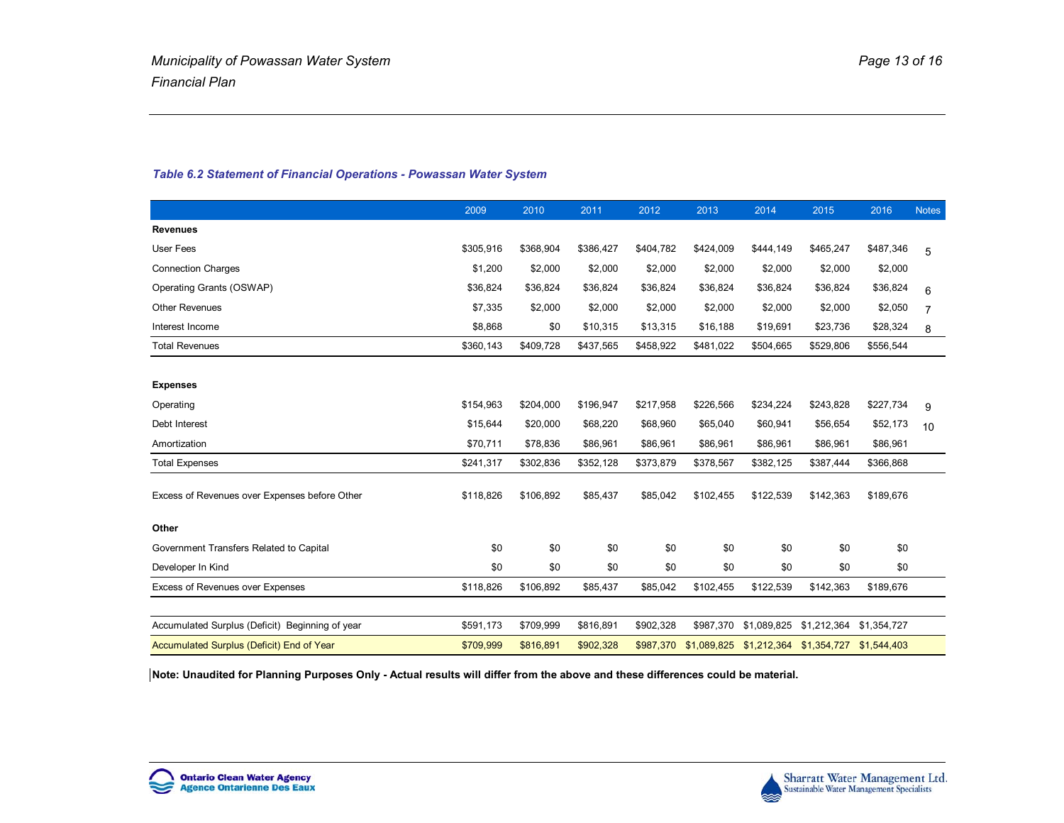### *Table 6.2 Statement of Financial Operations - Powassan Water System*

| | 2009 | 2010 | 2011 | 2012 | 2013 | 2014 | 2015 | 2016 | Notes |
|---|---|---|---|---|---|---|---|---|---|
| **Revenues** | | | | | | | | | |
| User Fees | $305,916 | $368,904 | $386,427 | $404,782 | $424,009 | $444,149 | $465,247 | $487,346 | 5 |
| Connection Charges | $1,200 | $2,000 | $2,000 | $2,000 | $2,000 | $2,000 | $2,000 | $2,000 | |
| Operating Grants (OSWAP) | $36,824 | $36,824 | $36,824 | $36,824 | $36,824 | $36,824 | $36,824 | $36,824 | 6 |
| Other Revenues | $7,335 | $2,000 | $2,000 | $2,000 | $2,000 | $2,000 | $2,000 | $2,050 | 7 |
| Interest Income | $8,868 | $0 | $10,315 | $13,315 | $16,188 | $19,691 | $23,736 | $28,324 | 8 |
| Total Revenues | $360,143 | $409,728 | $437,565 | $458,922 | $481,022 | $504,665 | $529,806 | $556,544 | |
| | | | | | | | | | |
| **Expenses** | | | | | | | | | |
| Operating | $154,963 | $204,000 | $196,947 | $217,958 | $226,566 | $234,224 | $243,828 | $227,734 | 9 |
| Debt Interest | $15,644 | $20,000 | $68,220 | $68,960 | $65,040 | $60,941 | $56,654 | $52,173 | 10 |
| Amortization | $70,711 | $78,836 | $86,961 | $86,961 | $86,961 | $86,961 | $86,961 | $86,961 | |
| Total Expenses | $241,317 | $302,836 | $352,128 | $373,879 | $378,567 | $382,125 | $387,444 | $366,868 | |
| | | | | | | | | | |
| Excess of Revenues over Expenses before Other | $118,826 | $106,892 | $85,437 | $85,042 | $102,455 | $122,539 | $142,363 | $189,676 | |
| | | | | | | | | | |
| **Other** | | | | | | | | | |
| Government Transfers Related to Capital | $0 | $0 | $0 | $0 | $0 | $0 | $0 | $0 | |
| Developer In Kind | $0 | $0 | $0 | $0 | $0 | $0 | $0 | $0 | |
| Excess of Revenues over Expenses | $118,826 | $106,892 | $85,437 | $85,042 | $102,455 | $122,539 | $142,363 | $189,676 | |
| | | | | | | | | | |
| Accumulated Surplus (Deficit) Beginning of year | $591,173 | $709,999 | $816,891 | $902,328 | $987,370 | $1,089,825 | $1,212,364 | $1,354,727 | |
| Accumulated Surplus (Deficit) End of Year | $709,999 | $816,891 | $902,328 | $987,370 | $1,089,825 | $1,212,364 | $1,354,727 | $1,544,403 | |

**Note: Unaudited for Planning Purposes Only - Actual results will differ from the above and these differences could be material.**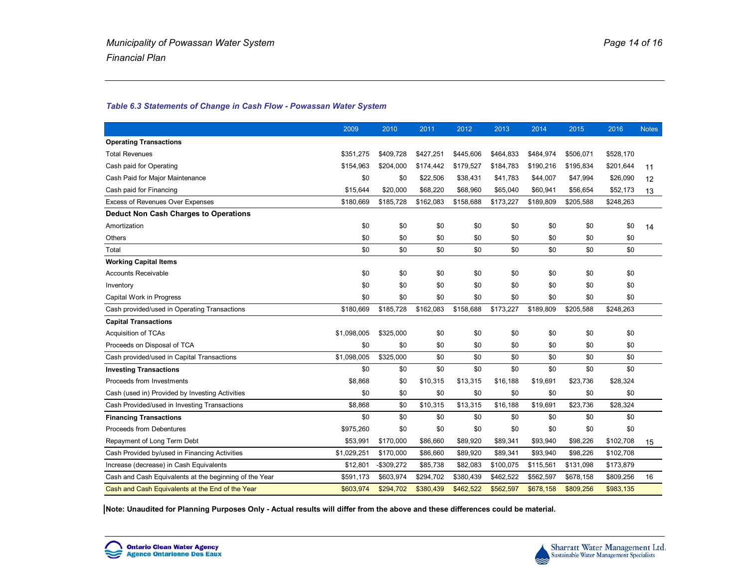*Table 6.3 Statements of Change in Cash Flow - Powassan Water System*

| | 2009 | 2010 | 2011 | 2012 | 2013 | 2014 | 2015 | 2016 | Notes |
|---|---|---|---|---|---|---|---|---|---|
| **Operating Transactions** | | | | | | | | | |
| Total Revenues | $351,275 | $409,728 | $427,251 | $445,606 | $464,833 | $484,974 | $506,071 | $528,170 | |
| Cash paid for Operating | $154,963 | $204,000 | $174,442 | $179,527 | $184,783 | $190,216 | $195,834 | $201,644 | 11 |
| Cash Paid for Major Maintenance | $0 | $0 | $22,506 | $38,431 | $41,783 | $44,007 | $47,994 | $26,090 | 12 |
| Cash paid for Financing | $15,644 | $20,000 | $68,220 | $68,960 | $65,040 | $60,941 | $56,654 | $52,173 | 13 |
| Excess of Revenues Over Expenses | $180,669 | $185,728 | $162,083 | $158,688 | $173,227 | $189,809 | $205,588 | $248,263 | |
| **Deduct Non Cash Charges to Operations** | | | | | | | | | |
| Amortization | $0 | $0 | $0 | $0 | $0 | $0 | $0 | $0 | 14 |
| Others | $0 | $0 | $0 | $0 | $0 | $0 | $0 | $0 | |
| Total | $0 | $0 | $0 | $0 | $0 | $0 | $0 | $0 | |
| **Working Capital Items** | | | | | | | | | |
| Accounts Receivable | $0 | $0 | $0 | $0 | $0 | $0 | $0 | $0 | |
| Inventory | $0 | $0 | $0 | $0 | $0 | $0 | $0 | $0 | |
| Capital Work in Progress | $0 | $0 | $0 | $0 | $0 | $0 | $0 | $0 | |
| Cash provided/used in Operating Transactions | $180,669 | $185,728 | $162,083 | $158,688 | $173,227 | $189,809 | $205,588 | $248,263 | |
| **Capital Transactions** | | | | | | | | | |
| Acquisition of TCAs | $1,098,005 | $325,000 | $0 | $0 | $0 | $0 | $0 | $0 | |
| Proceeds on Disposal of TCA | $0 | $0 | $0 | $0 | $0 | $0 | $0 | $0 | |
| Cash provided/used in Capital Transactions | $1,098,005 | $325,000 | $0 | $0 | $0 | $0 | $0 | $0 | |
| **Investing Transactions** | $0 | $0 | $0 | $0 | $0 | $0 | $0 | $0 | |
| Proceeds from Investments | $8,868 | $0 | $10,315 | $13,315 | $16,188 | $19,691 | $23,736 | $28,324 | |
| Cash (used in) Provided by Investing Activities | $0 | $0 | $0 | $0 | $0 | $0 | $0 | $0 | |
| Cash Provided/used in Investing Transactions | $8,868 | $0 | $10,315 | $13,315 | $16,188 | $19,691 | $23,736 | $28,324 | |
| **Financing Transactions** | $0 | $0 | $0 | $0 | $0 | $0 | $0 | $0 | |
| Proceeds from Debentures | $975,260 | $0 | $0 | $0 | $0 | $0 | $0 | $0 | |
| Repayment of Long Term Debt | $53,991 | $170,000 | $86,660 | $89,920 | $89,341 | $93,940 | $98,226 | $102,708 | 15 |
| Cash Provided by/used in Financing Activities | $1,029,251 | $170,000 | $86,660 | $89,920 | $89,341 | $93,940 | $98,226 | $102,708 | |
| Increase (decrease) in Cash Equivalents | $12,801 | -$309,272 | $85,738 | $82,083 | $100,075 | $115,561 | $131,098 | $173,879 | |
| Cash and Cash Equivalents at the beginning of the Year | $591,173 | $603,974 | $294,702 | $380,439 | $462,522 | $562,597 | $678,158 | $809,256 | 16 |
| Cash and Cash Equivalents at the End of the Year | $603,974 | $294,702 | $380,439 | $462,522 | $562,597 | $678,158 | $809,256 | $983,135 | |

**Note: Unaudited for Planning Purposes Only - Actual results will differ from the above and these differences could be material.**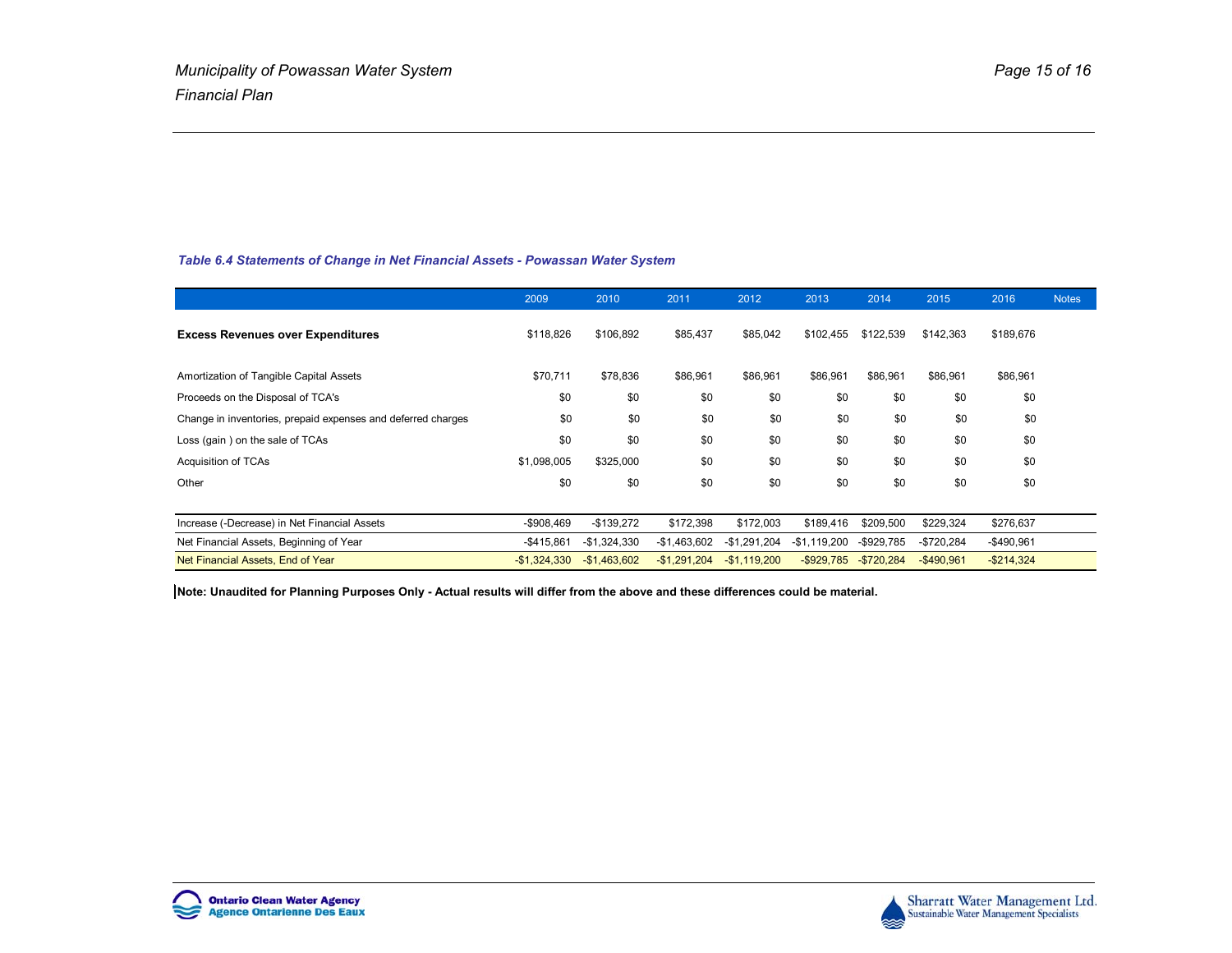*Table 6.4 Statements of Change in Net Financial Assets - Powassan Water System*

| | 2009 | 2010 | 2011 | 2012 | 2013 | 2014 | 2015 | 2016 | Notes |
|---|---|---|---|---|---|---|---|---|---|
| **Excess Revenues over Expenditures** | $118,826 | $106,892 | $85,437 | $85,042 | $102,455 | $122,539 | $142,363 | $189,676 | |
| Amortization of Tangible Capital Assets | $70,711 | $78,836 | $86,961 | $86,961 | $86,961 | $86,961 | $86,961 | $86,961 | |
| Proceeds on the Disposal of TCA's | $0 | $0 | $0 | $0 | $0 | $0 | $0 | $0 | |
| Change in inventories, prepaid expenses and deferred charges | $0 | $0 | $0 | $0 | $0 | $0 | $0 | $0 | |
| Loss (gain ) on the sale of TCAs | $0 | $0 | $0 | $0 | $0 | $0 | $0 | $0 | |
| Acquisition of TCAs | $1,098,005 | $325,000 | $0 | $0 | $0 | $0 | $0 | $0 | |
| Other | $0 | $0 | $0 | $0 | $0 | $0 | $0 | $0 | |
| Increase (-Decrease) in Net Financial Assets | -$908,469 | -$139,272 | $172,398 | $172,003 | $189,416 | $209,500 | $229,324 | $276,637 | |
| Net Financial Assets, Beginning of Year | -$415,861 | -$1,324,330 | -$1,463,602 | -$1,291,204 | -$1,119,200 | -$929,785 | -$720,284 | -$490,961 | |
| Net Financial Assets, End of Year | -$1,324,330 | -$1,463,602 | -$1,291,204 | -$1,119,200 | -$929,785 | -$720,284 | -$490,961 | -$214,324 | |

**Note: Unaudited for Planning Purposes Only - Actual results will differ from the above and these differences could be material.**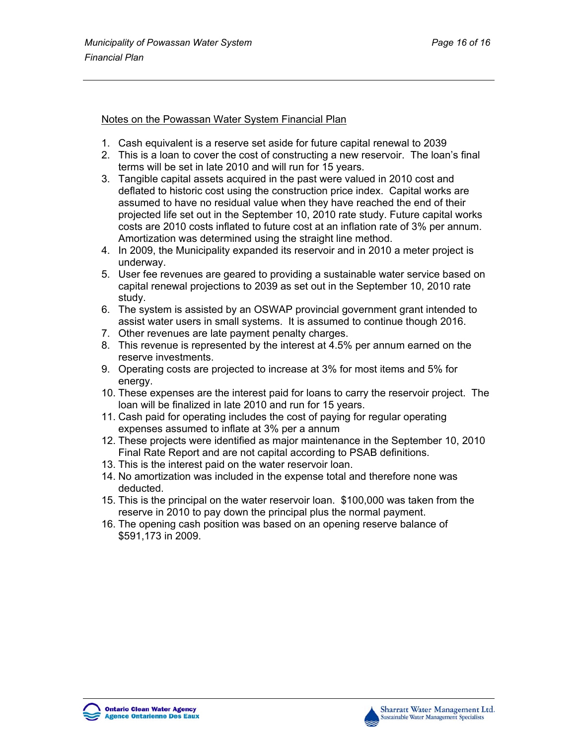Notes on the Powassan Water System Financial Plan

1. Cash equivalent is a reserve set aside for future capital renewal to 2039
2. This is a loan to cover the cost of constructing a new reservoir. The loan's final terms will be set in late 2010 and will run for 15 years.
3. Tangible capital assets acquired in the past were valued in 2010 cost and deflated to historic cost using the construction price index. Capital works are assumed to have no residual value when they have reached the end of their projected life set out in the September 10, 2010 rate study. Future capital works costs are 2010 costs inflated to future cost at an inflation rate of 3% per annum. Amortization was determined using the straight line method.
4. In 2009, the Municipality expanded its reservoir and in 2010 a meter project is underway.
5. User fee revenues are geared to providing a sustainable water service based on capital renewal projections to 2039 as set out in the September 10, 2010 rate study.
6. The system is assisted by an OSWAP provincial government grant intended to assist water users in small systems. It is assumed to continue though 2016.
7. Other revenues are late payment penalty charges.
8. This revenue is represented by the interest at 4.5% per annum earned on the reserve investments.
9. Operating costs are projected to increase at 3% for most items and 5% for energy.
10. These expenses are the interest paid for loans to carry the reservoir project. The loan will be finalized in late 2010 and run for 15 years.
11. Cash paid for operating includes the cost of paying for regular operating expenses assumed to inflate at 3% per a annum
12. These projects were identified as major maintenance in the September 10, 2010 Final Rate Report and are not capital according to PSAB definitions.
13. This is the interest paid on the water reservoir loan.
14. No amortization was included in the expense total and therefore none was deducted.
15. This is the principal on the water reservoir loan. $100,000 was taken from the reserve in 2010 to pay down the principal plus the normal payment.
16. The opening cash position was based on an opening reserve balance of $591,173 in 2009.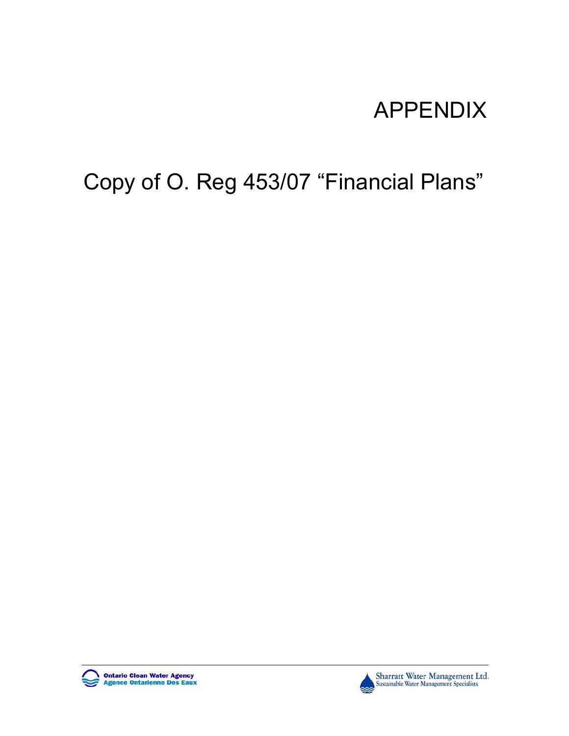# APPENDIX

## Copy of O. Reg 453/07 “Financial Plans”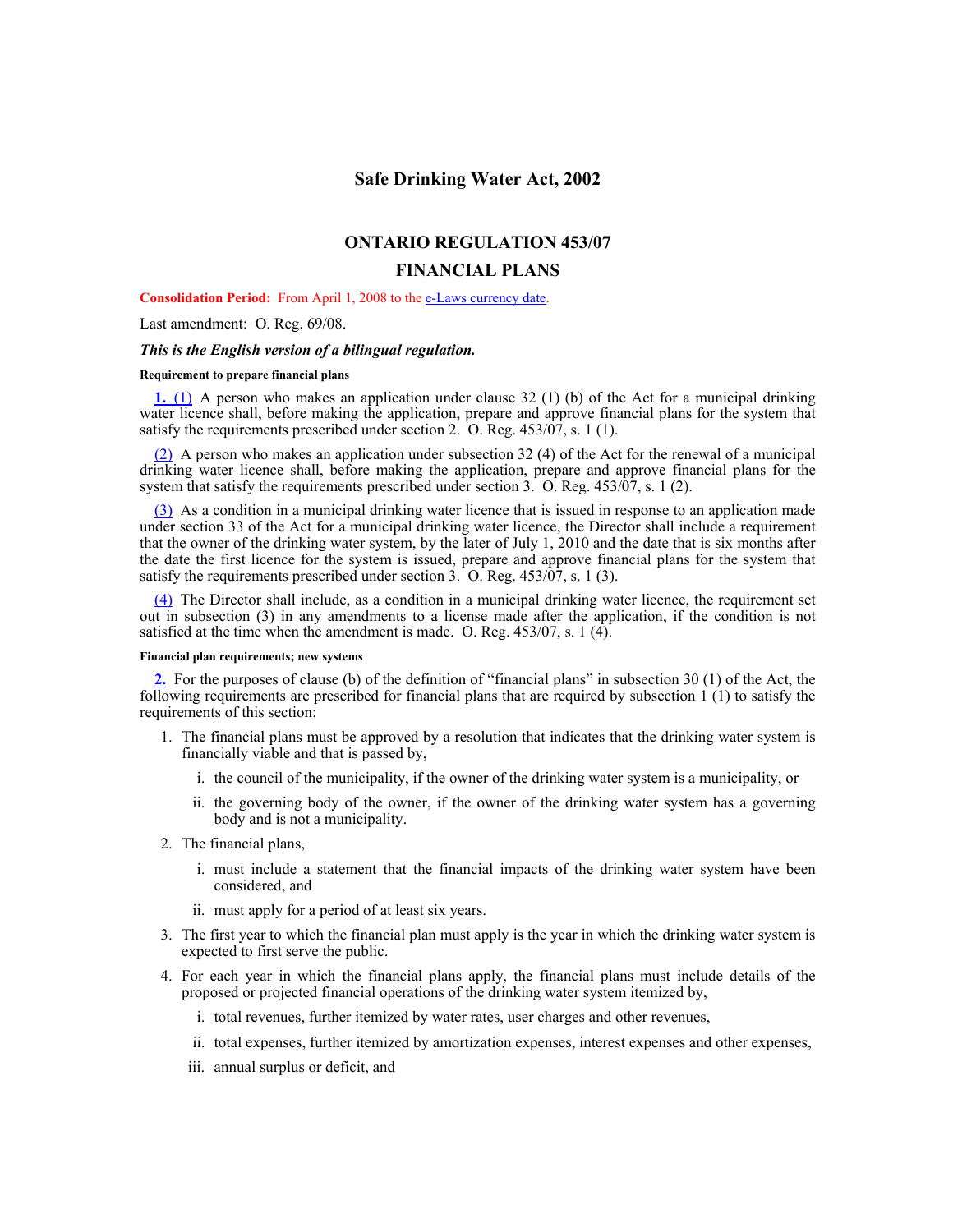# Safe Drinking Water Act, 2002

## ONTARIO REGULATION 453/07

## FINANCIAL PLANS

**Consolidation Period:** From April 1, 2008 to the e-Laws currency date.

Last amendment: O. Reg. 69/08.

***This is the English version of a bilingual regulation.***

##### Requirement to prepare financial plans

**1.** (1) A person who makes an application under clause 32 (1) (b) of the Act for a municipal drinking water licence shall, before making the application, prepare and approve financial plans for the system that satisfy the requirements prescribed under section 2. O. Reg. 453/07, s. 1 (1).

(2) A person who makes an application under subsection 32 (4) of the Act for the renewal of a municipal drinking water licence shall, before making the application, prepare and approve financial plans for the system that satisfy the requirements prescribed under section 3. O. Reg. 453/07, s. 1 (2).

(3) As a condition in a municipal drinking water licence that is issued in response to an application made under section 33 of the Act for a municipal drinking water licence, the Director shall include a requirement that the owner of the drinking water system, by the later of July 1, 2010 and the date that is six months after the date the first licence for the system is issued, prepare and approve financial plans for the system that satisfy the requirements prescribed under section 3. O. Reg. 453/07, s. 1 (3).

(4) The Director shall include, as a condition in a municipal drinking water licence, the requirement set out in subsection (3) in any amendments to a license made after the application, if the condition is not satisfied at the time when the amendment is made. O. Reg. 453/07, s. 1 (4).

##### Financial plan requirements; new systems

**2.** For the purposes of clause (b) of the definition of "financial plans" in subsection 30 (1) of the Act, the following requirements are prescribed for financial plans that are required by subsection 1 (1) to satisfy the requirements of this section:

1. The financial plans must be approved by a resolution that indicates that the drinking water system is financially viable and that is passed by,
   i. the council of the municipality, if the owner of the drinking water system is a municipality, or
   ii. the governing body of the owner, if the owner of the drinking water system has a governing body and is not a municipality.
2. The financial plans,
   i. must include a statement that the financial impacts of the drinking water system have been considered, and
   ii. must apply for a period of at least six years.
3. The first year to which the financial plan must apply is the year in which the drinking water system is expected to first serve the public.
4. For each year in which the financial plans apply, the financial plans must include details of the proposed or projected financial operations of the drinking water system itemized by,
   i. total revenues, further itemized by water rates, user charges and other revenues,
   ii. total expenses, further itemized by amortization expenses, interest expenses and other expenses,
   iii. annual surplus or deficit, and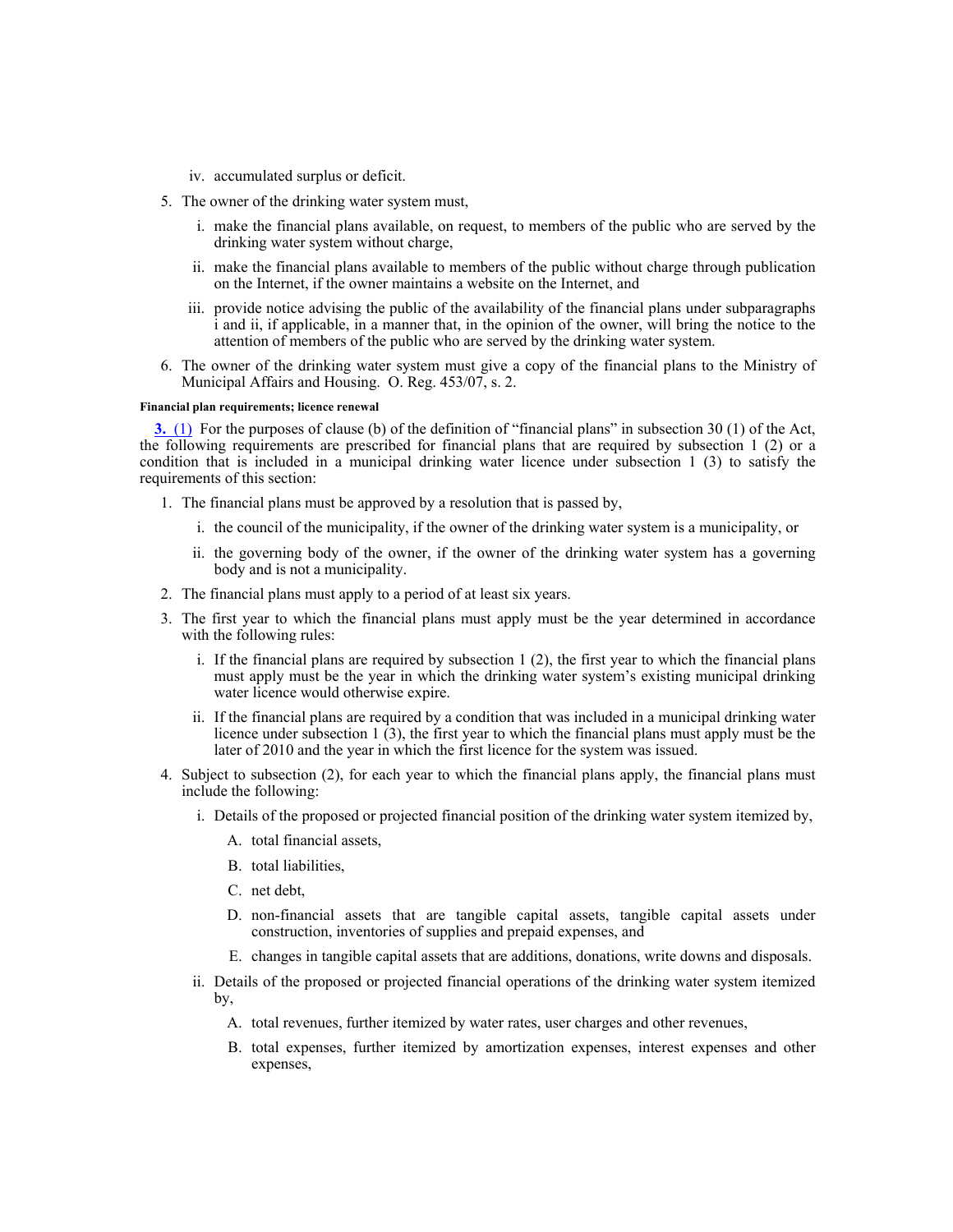iv. accumulated surplus or deficit.

5. The owner of the drinking water system must,

   i. make the financial plans available, on request, to members of the public who are served by the drinking water system without charge,

   ii. make the financial plans available to members of the public without charge through publication on the Internet, if the owner maintains a website on the Internet, and

   iii. provide notice advising the public of the availability of the financial plans under subparagraphs i and ii, if applicable, in a manner that, in the opinion of the owner, will bring the notice to the attention of members of the public who are served by the drinking water system.

6. The owner of the drinking water system must give a copy of the financial plans to the Ministry of Municipal Affairs and Housing. O. Reg. 453/07, s. 2.

**Financial plan requirements; licence renewal**

**3.** (1) For the purposes of clause (b) of the definition of "financial plans" in subsection 30 (1) of the Act, the following requirements are prescribed for financial plans that are required by subsection 1 (2) or a condition that is included in a municipal drinking water licence under subsection 1 (3) to satisfy the requirements of this section:

1. The financial plans must be approved by a resolution that is passed by,

   i. the council of the municipality, if the owner of the drinking water system is a municipality, or

   ii. the governing body of the owner, if the owner of the drinking water system has a governing body and is not a municipality.

2. The financial plans must apply to a period of at least six years.

3. The first year to which the financial plans must apply must be the year determined in accordance with the following rules:

   i. If the financial plans are required by subsection 1 (2), the first year to which the financial plans must apply must be the year in which the drinking water system's existing municipal drinking water licence would otherwise expire.

   ii. If the financial plans are required by a condition that was included in a municipal drinking water licence under subsection 1 (3), the first year to which the financial plans must apply must be the later of 2010 and the year in which the first licence for the system was issued.

4. Subject to subsection (2), for each year to which the financial plans apply, the financial plans must include the following:

   i. Details of the proposed or projected financial position of the drinking water system itemized by,

      A. total financial assets,

      B. total liabilities,

      C. net debt,

      D. non-financial assets that are tangible capital assets, tangible capital assets under construction, inventories of supplies and prepaid expenses, and

      E. changes in tangible capital assets that are additions, donations, write downs and disposals.

   ii. Details of the proposed or projected financial operations of the drinking water system itemized by,

      A. total revenues, further itemized by water rates, user charges and other revenues,

      B. total expenses, further itemized by amortization expenses, interest expenses and other expenses,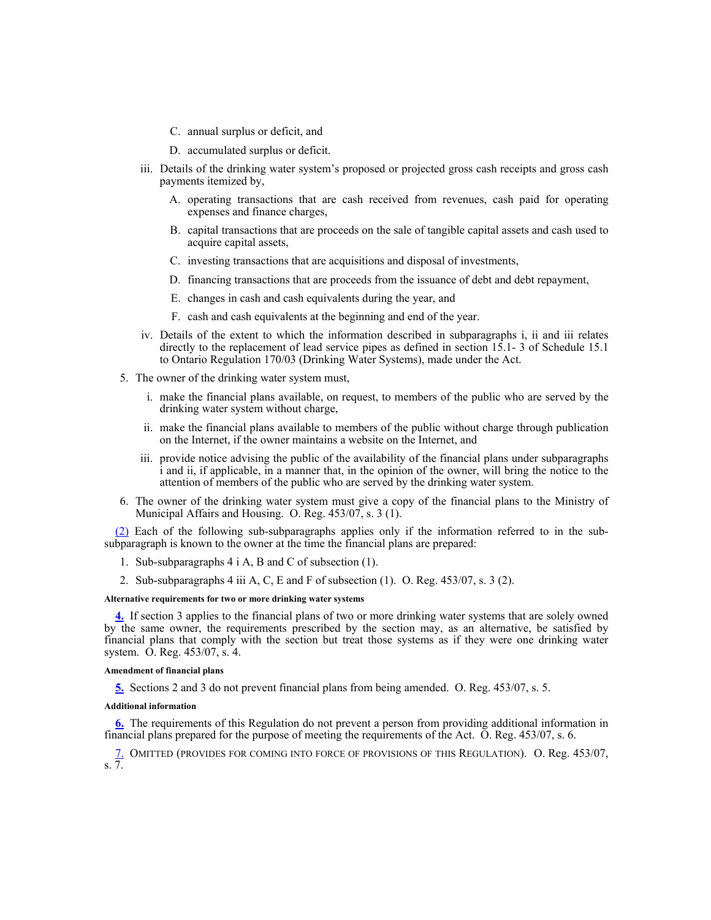C. annual surplus or deficit, and

D. accumulated surplus or deficit.

iii. Details of the drinking water system's proposed or projected gross cash receipts and gross cash payments itemized by,

A. operating transactions that are cash received from revenues, cash paid for operating expenses and finance charges,

B. capital transactions that are proceeds on the sale of tangible capital assets and cash used to acquire capital assets,

C. investing transactions that are acquisitions and disposal of investments,

D. financing transactions that are proceeds from the issuance of debt and debt repayment,

E. changes in cash and cash equivalents during the year, and

F. cash and cash equivalents at the beginning and end of the year.

iv. Details of the extent to which the information described in subparagraphs i, ii and iii relates directly to the replacement of lead service pipes as defined in section 15.1- 3 of Schedule 15.1 to Ontario Regulation 170/03 (Drinking Water Systems), made under the Act.

5. The owner of the drinking water system must,

i. make the financial plans available, on request, to members of the public who are served by the drinking water system without charge,

ii. make the financial plans available to members of the public without charge through publication on the Internet, if the owner maintains a website on the Internet, and

iii. provide notice advising the public of the availability of the financial plans under subparagraphs i and ii, if applicable, in a manner that, in the opinion of the owner, will bring the notice to the attention of members of the public who are served by the drinking water system.

6. The owner of the drinking water system must give a copy of the financial plans to the Ministry of Municipal Affairs and Housing. O. Reg. 453/07, s. 3 (1).

(2) Each of the following sub-subparagraphs applies only if the information referred to in the sub-subparagraph is known to the owner at the time the financial plans are prepared:

1. Sub-subparagraphs 4 i A, B and C of subsection (1).

2. Sub-subparagraphs 4 iii A, C, E and F of subsection (1). O. Reg. 453/07, s. 3 (2).

###### Alternative requirements for two or more drinking water systems

**4.** If section 3 applies to the financial plans of two or more drinking water systems that are solely owned by the same owner, the requirements prescribed by the section may, as an alternative, be satisfied by financial plans that comply with the section but treat those systems as if they were one drinking water system. O. Reg. 453/07, s. 4.

###### Amendment of financial plans

**5.** Sections 2 and 3 do not prevent financial plans from being amended. O. Reg. 453/07, s. 5.

###### Additional information

**6.** The requirements of this Regulation do not prevent a person from providing additional information in financial plans prepared for the purpose of meeting the requirements of the Act. O. Reg. 453/07, s. 6.

7. OMITTED (PROVIDES FOR COMING INTO FORCE OF PROVISIONS OF THIS REGULATION). O. Reg. 453/07, s. 7.